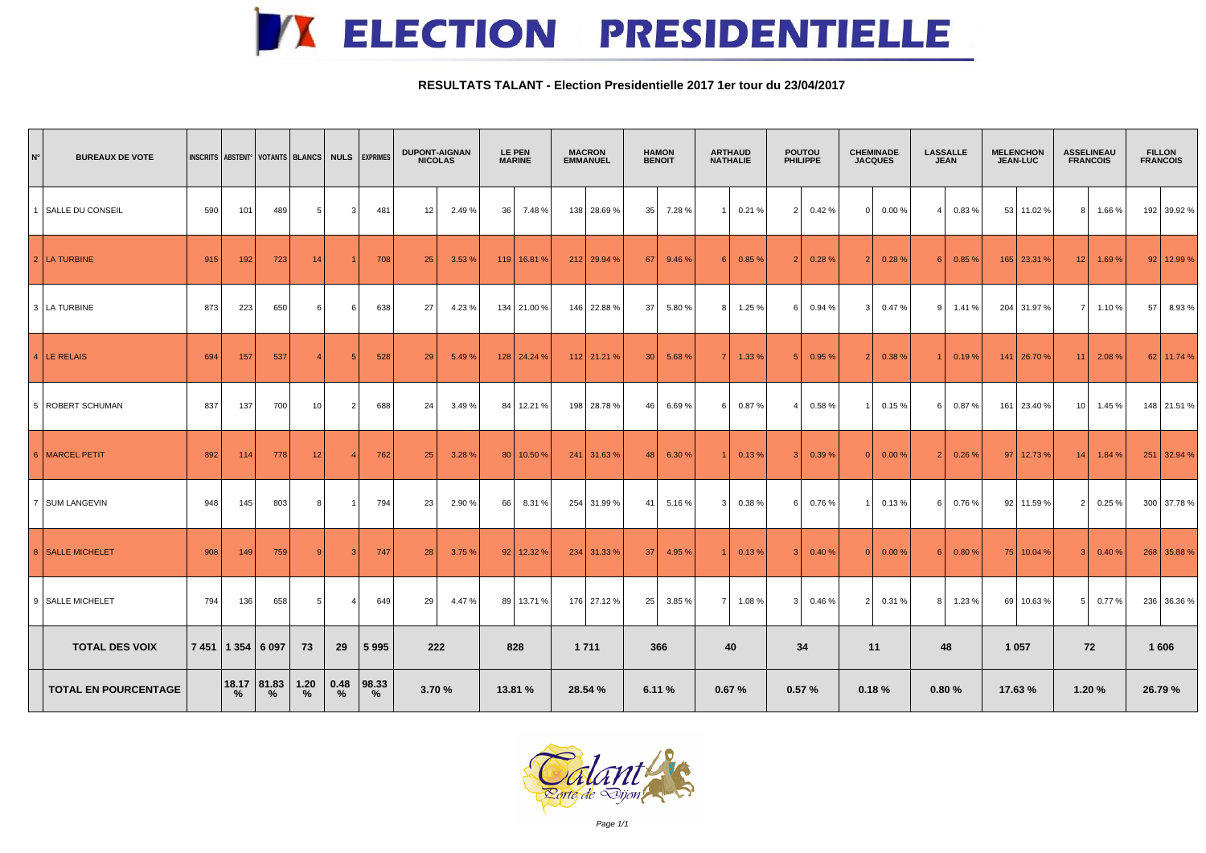# ELECTION PRESIDENTIELLE

**RESULTATS TALANT - Election Presidentielle 2017 1er tour du 23/04/2017**

| N° | BUREAUX DE VOTE | INSCRITS | ABSTENT° | VOTANTS | BLANCS | NULS | EXPRIMES | DUPONT-AIGNAN NICOLAS | | LE PEN MARINE | | MACRON EMMANUEL | | HAMON BENOIT | | ARTHAUD NATHALIE | | POUTOU PHILIPPE | | CHEMINADE JACQUES | | LASSALLE JEAN | | MELENCHON JEAN-LUC | | ASSELINEAU FRANCOIS | | FILLON FRANCOIS | |
|---|---|---|---|---|---|---|---|---|---|---|---|---|---|---|---|---|---|---|---|---|---|---|---|---|---|---|---|---|---|
| 1 | SALLE DU CONSEIL | 590 | 101 | 489 | 5 | 3 | 481 | 12 | 2.49 % | 36 | 7.48 % | 138 | 28.69 % | 35 | 7.28 % | 1 | 0.21 % | 2 | 0.42 % | 0 | 0.00 % | 4 | 0.83 % | 53 | 11.02 % | 8 | 1.66 % | 192 | 39.92 % |
| 2 | LA TURBINE | 915 | 192 | 723 | 14 | 1 | 708 | 25 | 3.53 % | 119 | 16.81 % | 212 | 29.94 % | 67 | 9.46 % | 6 | 0.85 % | 2 | 0.28 % | 2 | 0.28 % | 6 | 0.85 % | 165 | 23.31 % | 12 | 1.69 % | 92 | 12.99 % |
| 3 | LA TURBINE | 873 | 223 | 650 | 6 | 6 | 638 | 27 | 4.23 % | 134 | 21.00 % | 146 | 22.88 % | 37 | 5.80 % | 8 | 1.25 % | 6 | 0.94 % | 3 | 0.47 % | 9 | 1.41 % | 204 | 31.97 % | 7 | 1.10 % | 57 | 8.93 % |
| 4 | LE RELAIS | 694 | 157 | 537 | 4 | 5 | 528 | 29 | 5.49 % | 128 | 24.24 % | 112 | 21.21 % | 30 | 5.68 % | 7 | 1.33 % | 5 | 0.95 % | 2 | 0.38 % | 1 | 0.19 % | 141 | 26.70 % | 11 | 2.08 % | 62 | 11.74 % |
| 5 | ROBERT SCHUMAN | 837 | 137 | 700 | 10 | 2 | 688 | 24 | 3.49 % | 84 | 12.21 % | 198 | 28.78 % | 46 | 6.69 % | 6 | 0.87 % | 4 | 0.58 % | 1 | 0.15 % | 6 | 0.87 % | 161 | 23.40 % | 10 | 1.45 % | 148 | 21.51 % |
| 6 | MARCEL PETIT | 892 | 114 | 778 | 12 | 4 | 762 | 25 | 3.28 % | 80 | 10.50 % | 241 | 31.63 % | 48 | 6.30 % | 1 | 0.13 % | 3 | 0.39 % | 0 | 0.00 % | 2 | 0.26 % | 97 | 12.73 % | 14 | 1.84 % | 251 | 32.94 % |
| 7 | SUM LANGEVIN | 948 | 145 | 803 | 8 | 1 | 794 | 23 | 2.90 % | 66 | 8.31 % | 254 | 31.99 % | 41 | 5.16 % | 3 | 0.38 % | 6 | 0.76 % | 1 | 0.13 % | 6 | 0.76 % | 92 | 11.59 % | 2 | 0.25 % | 300 | 37.78 % |
| 8 | SALLE MICHELET | 908 | 149 | 759 | 9 | 3 | 747 | 28 | 3.75 % | 92 | 12.32 % | 234 | 31.33 % | 37 | 4.95 % | 1 | 0.13 % | 3 | 0.40 % | 0 | 0.00 % | 6 | 0.80 % | 75 | 10.04 % | 3 | 0.40 % | 268 | 35.88 % |
| 9 | SALLE MICHELET | 794 | 136 | 658 | 5 | 4 | 649 | 29 | 4.47 % | 89 | 13.71 % | 176 | 27.12 % | 25 | 3.85 % | 7 | 1.08 % | 3 | 0.46 % | 2 | 0.31 % | 8 | 1.23 % | 69 | 10.63 % | 5 | 0.77 % | 236 | 36.36 % |
| | **TOTAL DES VOIX** | **7 451** | **1 354** | **6 097** | **73** | **29** | **5 995** | **222** | | **828** | | **1 711** | | **366** | | **40** | | **34** | | **11** | | **48** | | **1 057** | | **72** | | **1 606** | |
| | **TOTAL EN POURCENTAGE** | | **18.17 %** | **81.83 %** | **1.20 %** | **0.48 %** | **98.33 %** | **3.70 %** | | **13.81 %** | | **28.54 %** | | **6.11 %** | | **0.67 %** | | **0.57 %** | | **0.18 %** | | **0.80 %** | | **17.63 %** | | **1.20 %** | | **26.79 %** | |

Talant Porte de Dijon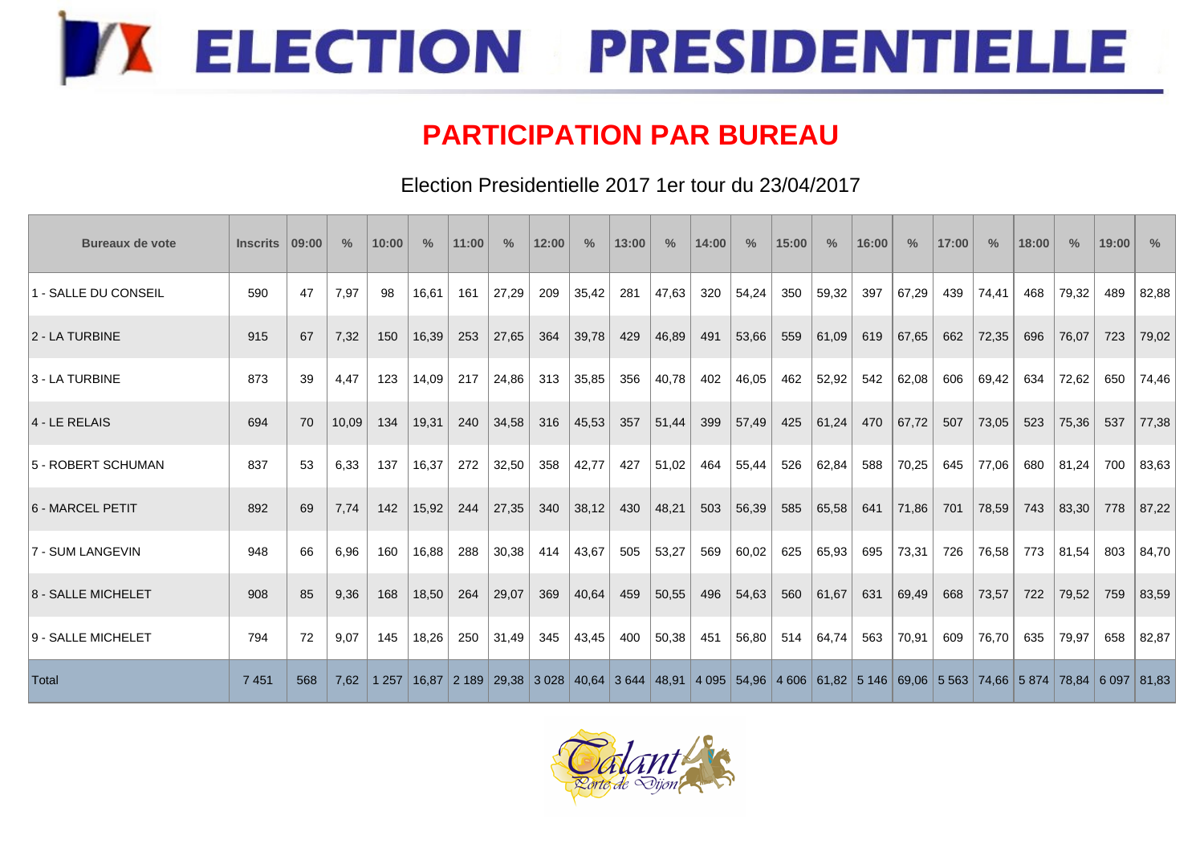# ELECTION PRESIDENTIELLE

## PARTICIPATION PAR BUREAU

Election Presidentielle 2017 1er tour du 23/04/2017

| Bureaux de vote | Inscrits | 09:00 | % | 10:00 | % | 11:00 | % | 12:00 | % | 13:00 | % | 14:00 | % | 15:00 | % | 16:00 | % | 17:00 | % | 18:00 | % | 19:00 | % |
|---|---|---|---|---|---|---|---|---|---|---|---|---|---|---|---|---|---|---|---|---|---|---|---|
| 1 - SALLE DU CONSEIL | 590 | 47 | 7,97 | 98 | 16,61 | 161 | 27,29 | 209 | 35,42 | 281 | 47,63 | 320 | 54,24 | 350 | 59,32 | 397 | 67,29 | 439 | 74,41 | 468 | 79,32 | 489 | 82,88 |
| 2 - LA TURBINE | 915 | 67 | 7,32 | 150 | 16,39 | 253 | 27,65 | 364 | 39,78 | 429 | 46,89 | 491 | 53,66 | 559 | 61,09 | 619 | 67,65 | 662 | 72,35 | 696 | 76,07 | 723 | 79,02 |
| 3 - LA TURBINE | 873 | 39 | 4,47 | 123 | 14,09 | 217 | 24,86 | 313 | 35,85 | 356 | 40,78 | 402 | 46,05 | 462 | 52,92 | 542 | 62,08 | 606 | 69,42 | 634 | 72,62 | 650 | 74,46 |
| 4 - LE RELAIS | 694 | 70 | 10,09 | 134 | 19,31 | 240 | 34,58 | 316 | 45,53 | 357 | 51,44 | 399 | 57,49 | 425 | 61,24 | 470 | 67,72 | 507 | 73,05 | 523 | 75,36 | 537 | 77,38 |
| 5 - ROBERT SCHUMAN | 837 | 53 | 6,33 | 137 | 16,37 | 272 | 32,50 | 358 | 42,77 | 427 | 51,02 | 464 | 55,44 | 526 | 62,84 | 588 | 70,25 | 645 | 77,06 | 680 | 81,24 | 700 | 83,63 |
| 6 - MARCEL PETIT | 892 | 69 | 7,74 | 142 | 15,92 | 244 | 27,35 | 340 | 38,12 | 430 | 48,21 | 503 | 56,39 | 585 | 65,58 | 641 | 71,86 | 701 | 78,59 | 743 | 83,30 | 778 | 87,22 |
| 7 - SUM LANGEVIN | 948 | 66 | 6,96 | 160 | 16,88 | 288 | 30,38 | 414 | 43,67 | 505 | 53,27 | 569 | 60,02 | 625 | 65,93 | 695 | 73,31 | 726 | 76,58 | 773 | 81,54 | 803 | 84,70 |
| 8 - SALLE MICHELET | 908 | 85 | 9,36 | 168 | 18,50 | 264 | 29,07 | 369 | 40,64 | 459 | 50,55 | 496 | 54,63 | 560 | 61,67 | 631 | 69,49 | 668 | 73,57 | 722 | 79,52 | 759 | 83,59 |
| 9 - SALLE MICHELET | 794 | 72 | 9,07 | 145 | 18,26 | 250 | 31,49 | 345 | 43,45 | 400 | 50,38 | 451 | 56,80 | 514 | 64,74 | 563 | 70,91 | 609 | 76,70 | 635 | 79,97 | 658 | 82,87 |
| Total | 7 451 | 568 | 7,62 | 1 257 | 16,87 | 2 189 | 29,38 | 3 028 | 40,64 | 3 644 | 48,91 | 4 095 | 54,96 | 4 606 | 61,82 | 5 146 | 69,06 | 5 563 | 74,66 | 5 874 | 78,84 | 6 097 | 81,83 |

Talant
Porte de Dijon